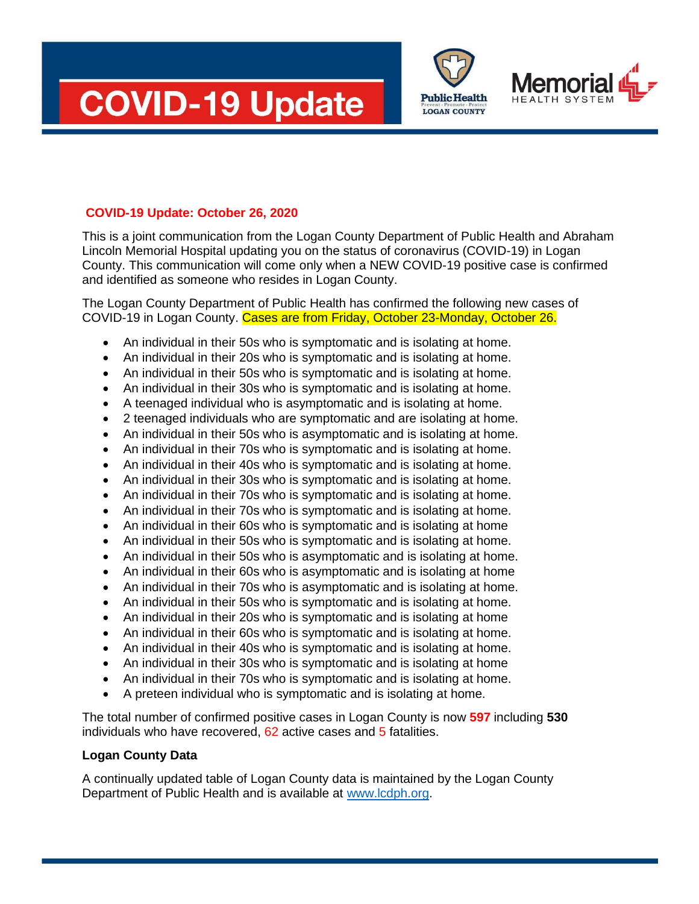# COVID-19 Update

**COVID-19 Update: October 26, 2020**

This is a joint communication from the Logan County Department of Public Health and Abraham Lincoln Memorial Hospital updating you on the status of coronavirus (COVID-19) in Logan County. This communication will come only when a NEW COVID-19 positive case is confirmed and identified as someone who resides in Logan County.

The Logan County Department of Public Health has confirmed the following new cases of COVID-19 in Logan County. Cases are from Friday, October 23-Monday, October 26.

- An individual in their 50s who is symptomatic and is isolating at home.
- An individual in their 20s who is symptomatic and is isolating at home.
- An individual in their 50s who is symptomatic and is isolating at home.
- An individual in their 30s who is symptomatic and is isolating at home.
- A teenaged individual who is asymptomatic and is isolating at home.
- 2 teenaged individuals who are symptomatic and are isolating at home.
- An individual in their 50s who is asymptomatic and is isolating at home.
- An individual in their 70s who is symptomatic and is isolating at home.
- An individual in their 40s who is symptomatic and is isolating at home.
- An individual in their 30s who is symptomatic and is isolating at home.
- An individual in their 70s who is symptomatic and is isolating at home.
- An individual in their 70s who is symptomatic and is isolating at home.
- An individual in their 60s who is symptomatic and is isolating at home
- An individual in their 50s who is symptomatic and is isolating at home.
- An individual in their 50s who is asymptomatic and is isolating at home.
- An individual in their 60s who is asymptomatic and is isolating at home
- An individual in their 70s who is asymptomatic and is isolating at home.
- An individual in their 50s who is symptomatic and is isolating at home.
- An individual in their 20s who is symptomatic and is isolating at home
- An individual in their 60s who is symptomatic and is isolating at home.
- An individual in their 40s who is symptomatic and is isolating at home.
- An individual in their 30s who is symptomatic and is isolating at home
- An individual in their 70s who is symptomatic and is isolating at home.
- A preteen individual who is symptomatic and is isolating at home.

The total number of confirmed positive cases in Logan County is now **597** including **530** individuals who have recovered, 62 active cases and 5 fatalities.

**Logan County Data**

A continually updated table of Logan County data is maintained by the Logan County Department of Public Health and is available at [www.lcdph.org](http://www.lcdph.org).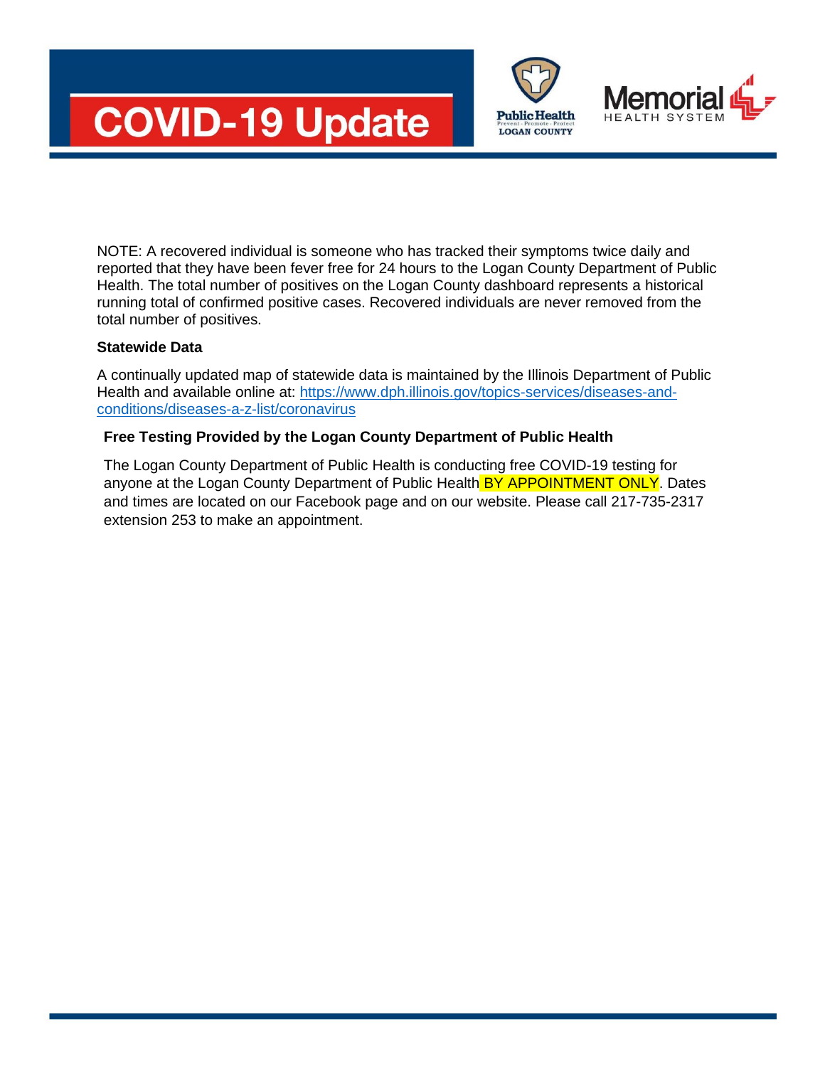NOTE: A recovered individual is someone who has tracked their symptoms twice daily and reported that they have been fever free for 24 hours to the Logan County Department of Public Health. The total number of positives on the Logan County dashboard represents a historical running total of confirmed positive cases. Recovered individuals are never removed from the total number of positives.

**Statewide Data**

A continually updated map of statewide data is maintained by the Illinois Department of Public Health and available online at: [https://www.dph.illinois.gov/topics-services/diseases-and-conditions/diseases-a-z-list/coronavirus](https://www.dph.illinois.gov/topics-services/diseases-and-conditions/diseases-a-z-list/coronavirus)

**Free Testing Provided by the Logan County Department of Public Health**

The Logan County Department of Public Health is conducting free COVID-19 testing for anyone at the Logan County Department of Public Health BY APPOINTMENT ONLY. Dates and times are located on our Facebook page and on our website. Please call 217-735-2317 extension 253 to make an appointment.